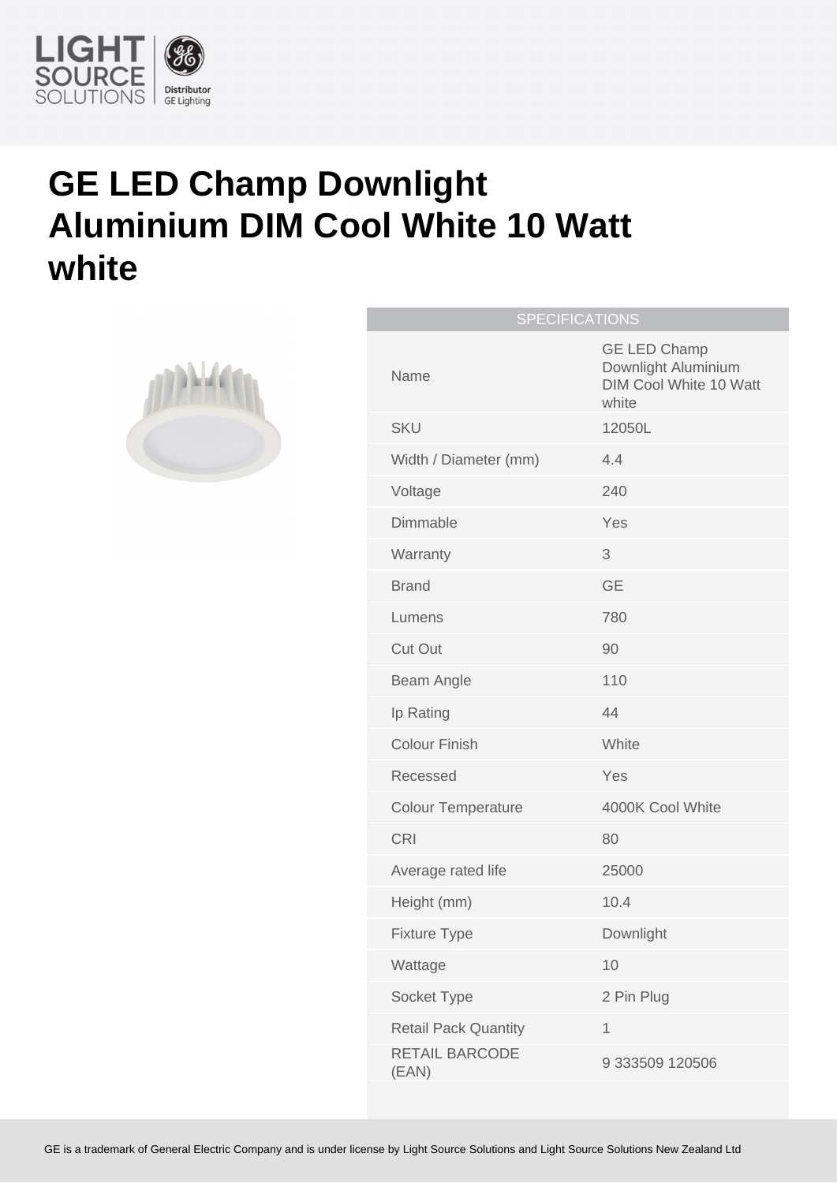# GE LED Champ Downlight Aluminium DIM Cool White 10 Watt white

| SPECIFICATIONS | |
|---|---|
| Name | GE LED Champ Downlight Aluminium DIM Cool White 10 Watt white |
| SKU | 12050L |
| Width / Diameter (mm) | 4.4 |
| Voltage | 240 |
| Dimmable | Yes |
| Warranty | 3 |
| Brand | GE |
| Lumens | 780 |
| Cut Out | 90 |
| Beam Angle | 110 |
| Ip Rating | 44 |
| Colour Finish | White |
| Recessed | Yes |
| Colour Temperature | 4000K Cool White |
| CRI | 80 |
| Average rated life | 25000 |
| Height (mm) | 10.4 |
| Fixture Type | Downlight |
| Wattage | 10 |
| Socket Type | 2 Pin Plug |
| Retail Pack Quantity | 1 |
| RETAIL BARCODE (EAN) | 9 333509 120506 |

GE is a trademark of General Electric Company and is under license by Light Source Solutions and Light Source Solutions New Zealand Ltd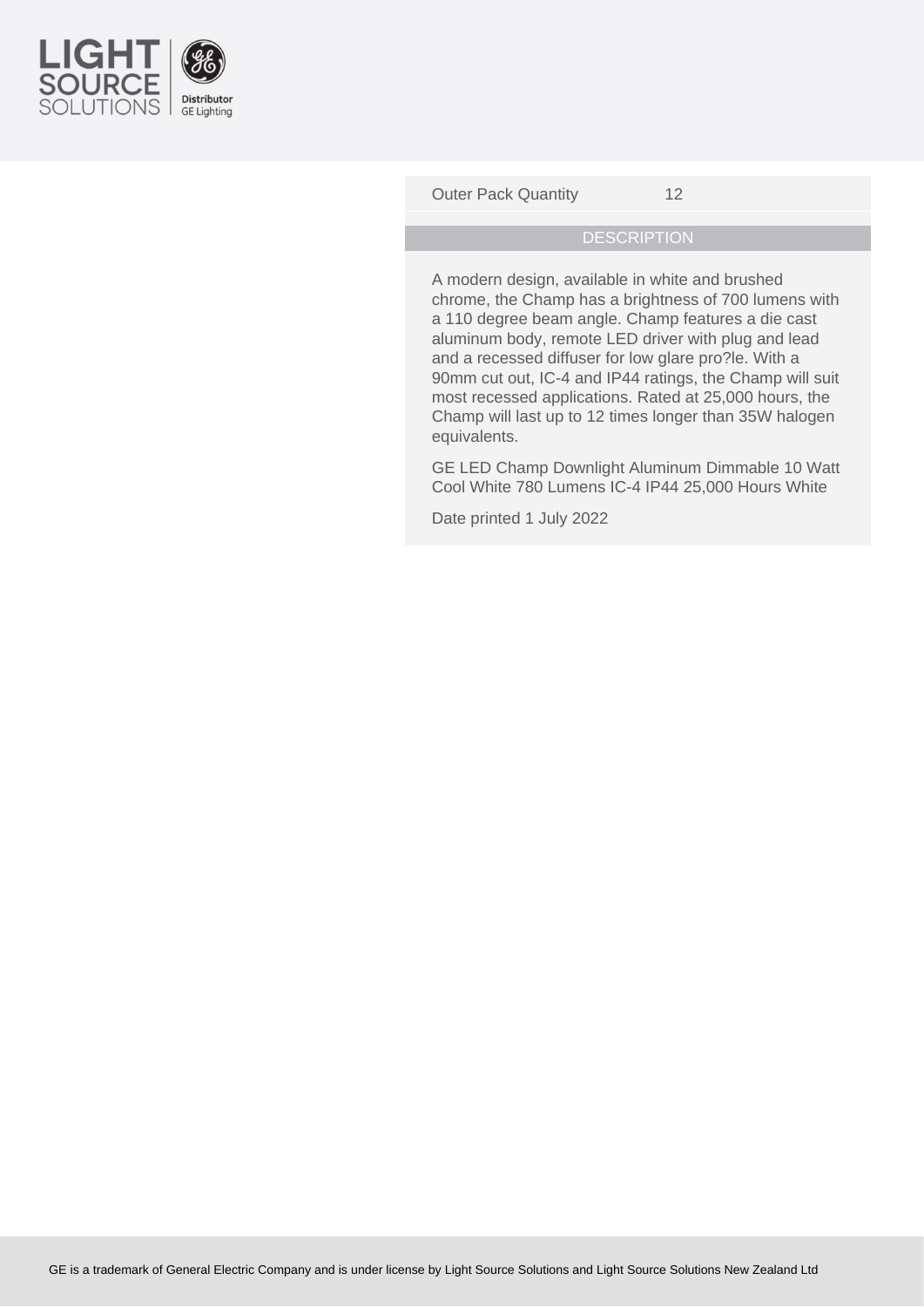| | |
|---|---|
| Outer Pack Quantity | 12 |

## DESCRIPTION

A modern design, available in white and brushed chrome, the Champ has a brightness of 700 lumens with a 110 degree beam angle. Champ features a die cast aluminum body, remote LED driver with plug and lead and a recessed diffuser for low glare pro?le. With a 90mm cut out, IC-4 and IP44 ratings, the Champ will suit most recessed applications. Rated at 25,000 hours, the Champ will last up to 12 times longer than 35W halogen equivalents.

GE LED Champ Downlight Aluminum Dimmable 10 Watt Cool White 780 Lumens IC-4 IP44 25,000 Hours White

Date printed 1 July 2022

GE is a trademark of General Electric Company and is under license by Light Source Solutions and Light Source Solutions New Zealand Ltd